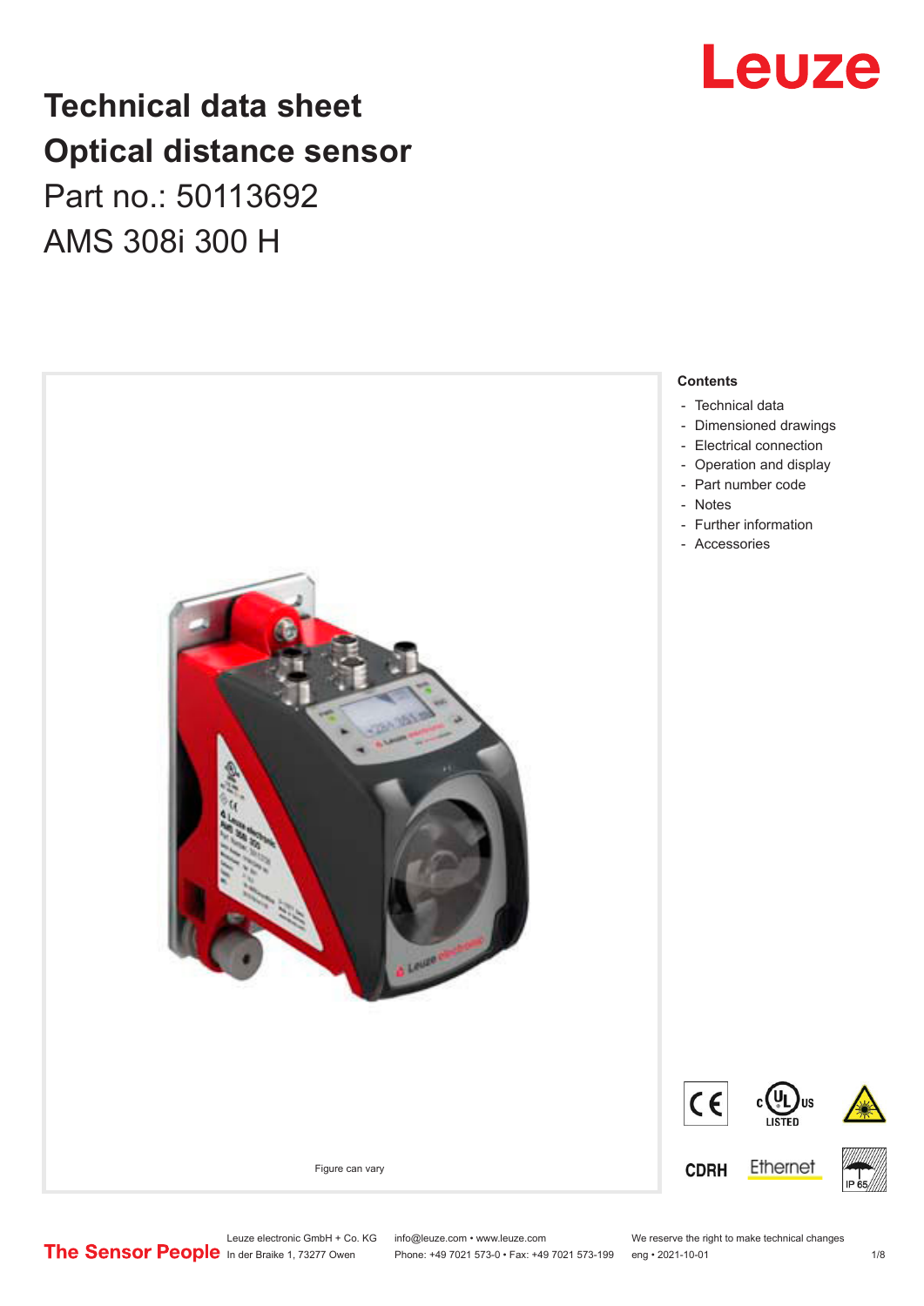# Technical data sheet
# Optical distance sensor

## Part no.: 50113692

## AMS 308i 300 H

Figure can vary

**Contents**

- Technical data
- Dimensioned drawings
- Electrical connection
- Operation and display
- Part number code
- Notes
- Further information
- Accessories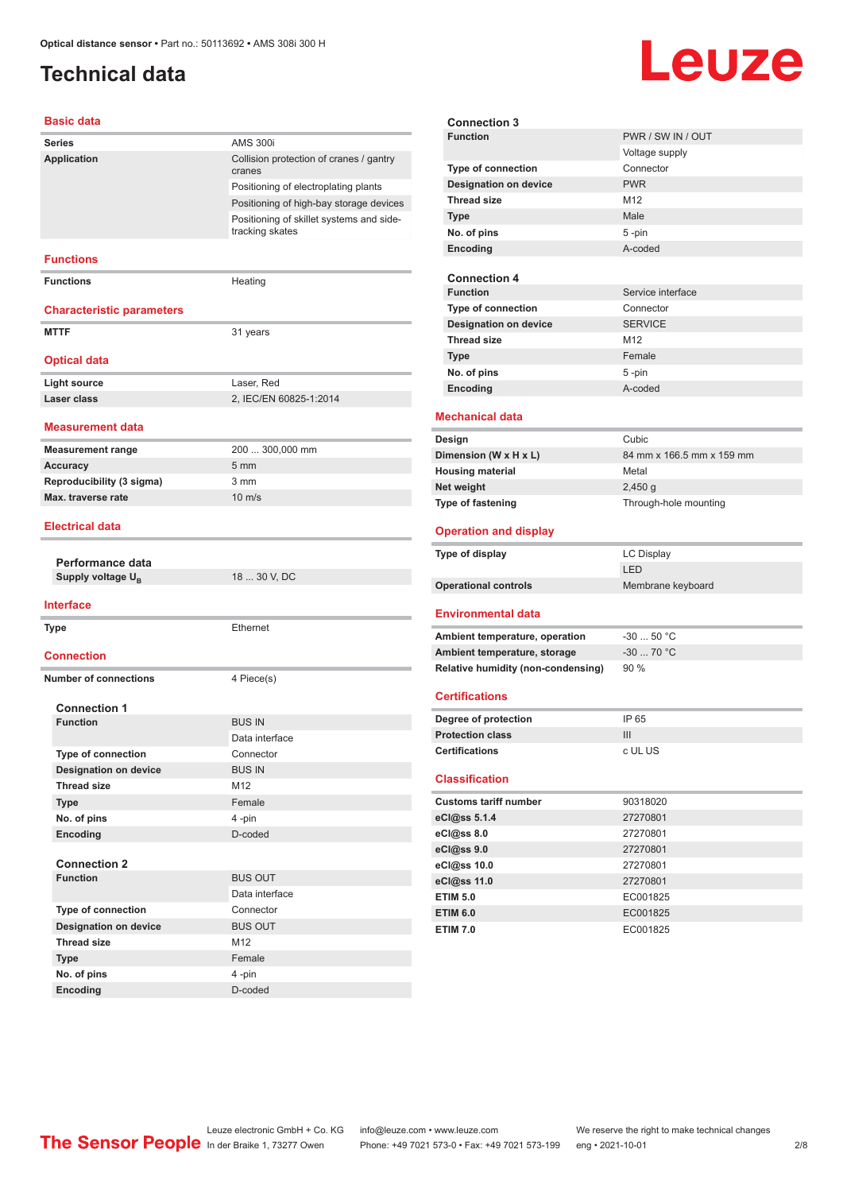Optical distance sensor • Part no.: 50113692 • AMS 308i 300 H

# Technical data

## Basic data

| | |
|---|---|
| **Series** | AMS 300i |
| **Application** | Collision protection of cranes / gantry cranes |
| | Positioning of electroplating plants |
| | Positioning of high-bay storage devices |
| | Positioning of skillet systems and side-tracking skates |

## Functions

| | |
|---|---|
| **Functions** | Heating |

## Characteristic parameters

| | |
|---|---|
| **MTTF** | 31 years |

## Optical data

| | |
|---|---|
| **Light source** | Laser, Red |
| **Laser class** | 2, IEC/EN 60825-1:2014 |

## Measurement data

| | |
|---|---|
| **Measurement range** | 200 ... 300,000 mm |
| **Accuracy** | 5 mm |
| **Reproducibility (3 sigma)** | 3 mm |
| **Max. traverse rate** | 10 m/s |

## Electrical data

### Performance data

| | |
|---|---|
| **Supply voltage $U_B$** | 18 ... 30 V, DC |

## Interface

| | |
|---|---|
| **Type** | Ethernet |

## Connection

| | |
|---|---|
| **Number of connections** | 4 Piece(s) |

### Connection 1

| | |
|---|---|
| **Function** | BUS IN |
| | Data interface |
| **Type of connection** | Connector |
| **Designation on device** | BUS IN |
| **Thread size** | M12 |
| **Type** | Female |
| **No. of pins** | 4 -pin |
| **Encoding** | D-coded |

### Connection 2

| | |
|---|---|
| **Function** | BUS OUT |
| | Data interface |
| **Type of connection** | Connector |
| **Designation on device** | BUS OUT |
| **Thread size** | M12 |
| **Type** | Female |
| **No. of pins** | 4 -pin |
| **Encoding** | D-coded |

### Connection 3

| | |
|---|---|
| **Function** | PWR / SW IN / OUT |
| | Voltage supply |
| **Type of connection** | Connector |
| **Designation on device** | PWR |
| **Thread size** | M12 |
| **Type** | Male |
| **No. of pins** | 5 -pin |
| **Encoding** | A-coded |

### Connection 4

| | |
|---|---|
| **Function** | Service interface |
| **Type of connection** | Connector |
| **Designation on device** | SERVICE |
| **Thread size** | M12 |
| **Type** | Female |
| **No. of pins** | 5 -pin |
| **Encoding** | A-coded |

## Mechanical data

| | |
|---|---|
| **Design** | Cubic |
| **Dimension (W x H x L)** | 84 mm x 166.5 mm x 159 mm |
| **Housing material** | Metal |
| **Net weight** | 2,450 g |
| **Type of fastening** | Through-hole mounting |

## Operation and display

| | |
|---|---|
| **Type of display** | LC Display |
| | LED |
| **Operational controls** | Membrane keyboard |

## Environmental data

| | |
|---|---|
| **Ambient temperature, operation** | -30 ... 50 °C |
| **Ambient temperature, storage** | -30 ... 70 °C |
| **Relative humidity (non-condensing)** | 90 % |

## Certifications

| | |
|---|---|
| **Degree of protection** | IP 65 |
| **Protection class** | III |
| **Certifications** | c UL US |

## Classification

| | |
|---|---|
| **Customs tariff number** | 90318020 |
| **eCl@ss 5.1.4** | 27270801 |
| **eCl@ss 8.0** | 27270801 |
| **eCl@ss 9.0** | 27270801 |
| **eCl@ss 10.0** | 27270801 |
| **eCl@ss 11.0** | 27270801 |
| **ETIM 5.0** | EC001825 |
| **ETIM 6.0** | EC001825 |
| **ETIM 7.0** | EC001825 |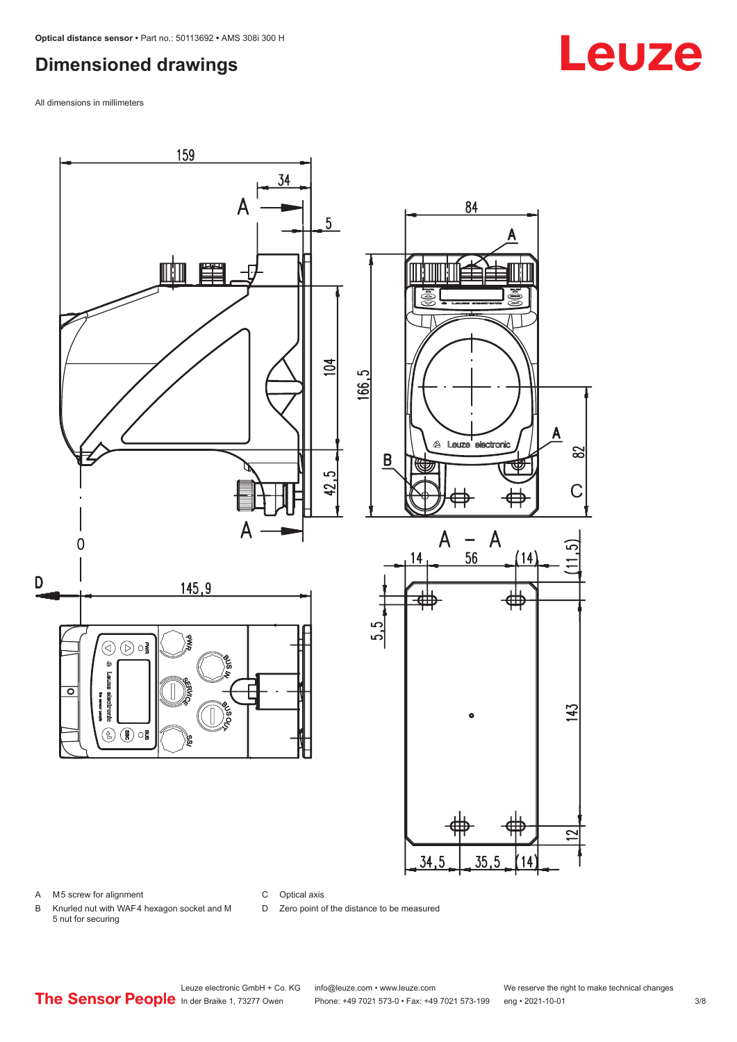## Dimensioned drawings

All dimensions in millimeters

A M5 screw for alignment

B Knurled nut with WAF4 hexagon socket and M 5 nut for securing

C Optical axis

D Zero point of the distance to be measured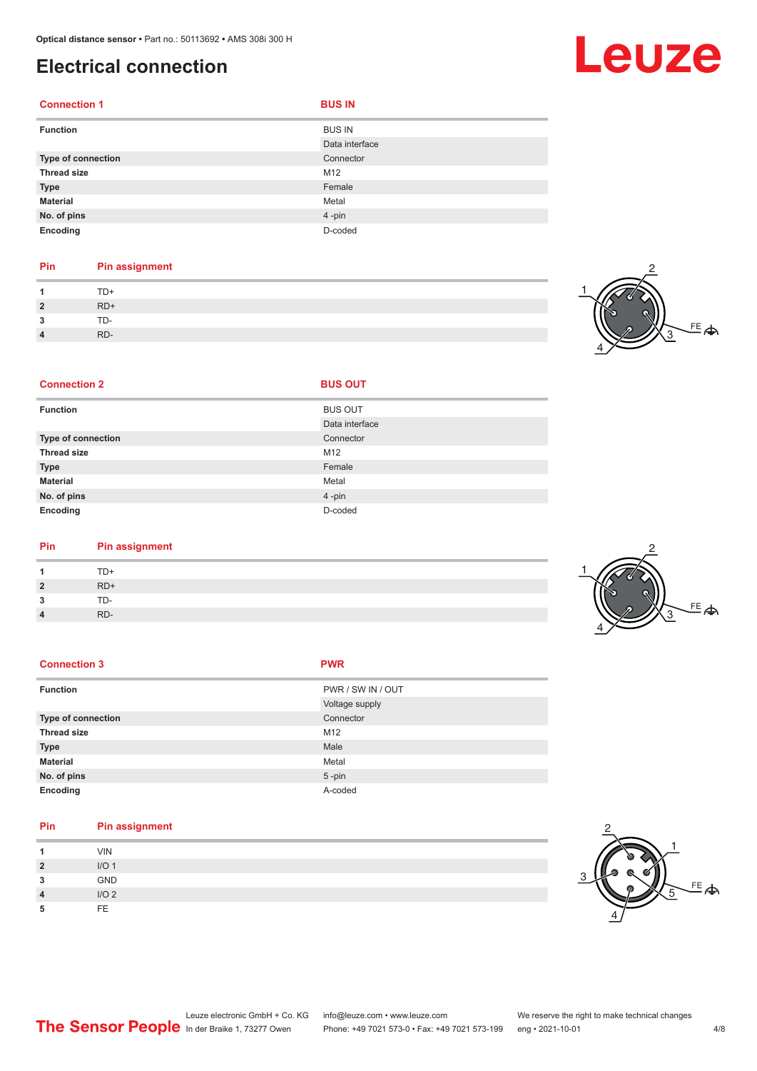# Electrical connection

| Connection 1 | BUS IN |
|---|---|
| **Function** | BUS IN |
| | Data interface |
| **Type of connection** | Connector |
| **Thread size** | M12 |
| **Type** | Female |
| **Material** | Metal |
| **No. of pins** | 4 -pin |
| **Encoding** | D-coded |

| Pin | Pin assignment |
|---|---|
| **1** | TD+ |
| **2** | RD+ |
| **3** | TD- |
| **4** | RD- |

| Connection 2 | BUS OUT |
|---|---|
| **Function** | BUS OUT |
| | Data interface |
| **Type of connection** | Connector |
| **Thread size** | M12 |
| **Type** | Female |
| **Material** | Metal |
| **No. of pins** | 4 -pin |
| **Encoding** | D-coded |

| Pin | Pin assignment |
|---|---|
| **1** | TD+ |
| **2** | RD+ |
| **3** | TD- |
| **4** | RD- |

| Connection 3 | PWR |
|---|---|
| **Function** | PWR / SW IN / OUT |
| | Voltage supply |
| **Type of connection** | Connector |
| **Thread size** | M12 |
| **Type** | Male |
| **Material** | Metal |
| **No. of pins** | 5 -pin |
| **Encoding** | A-coded |

| Pin | Pin assignment |
|---|---|
| **1** | VIN |
| **2** | I/O 1 |
| **3** | GND |
| **4** | I/O 2 |
| **5** | FE |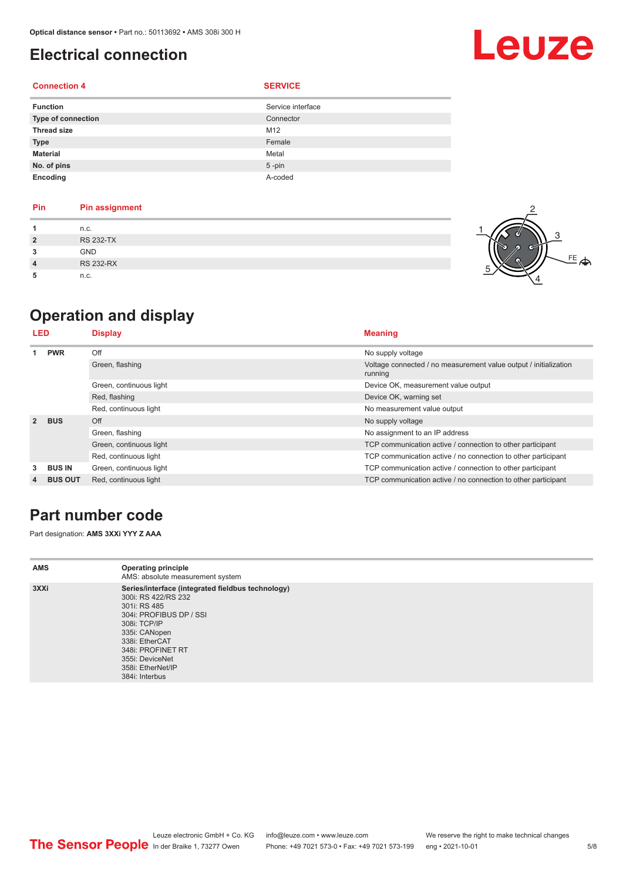## Electrical connection

| Connection 4 | SERVICE |
|---|---|
| **Function** | Service interface |
| **Type of connection** | Connector |
| **Thread size** | M12 |
| **Type** | Female |
| **Material** | Metal |
| **No. of pins** | 5 -pin |
| **Encoding** | A-coded |

| Pin | Pin assignment |
|---|---|
| **1** | n.c. |
| **2** | RS 232-TX |
| **3** | GND |
| **4** | RS 232-RX |
| **5** | n.c. |

## Operation and display

| LED | | Display | Meaning |
|---|---|---|---|
| **1** | **PWR** | Off | No supply voltage |
| | | Green, flashing | Voltage connected / no measurement value output / initialization running |
| | | Green, continuous light | Device OK, measurement value output |
| | | Red, flashing | Device OK, warning set |
| | | Red, continuous light | No measurement value output |
| **2** | **BUS** | Off | No supply voltage |
| | | Green, flashing | No assignment to an IP address |
| | | Green, continuous light | TCP communication active / connection to other participant |
| | | Red, continuous light | TCP communication active / no connection to other participant |
| **3** | **BUS IN** | Green, continuous light | TCP communication active / connection to other participant |
| **4** | **BUS OUT** | Red, continuous light | TCP communication active / no connection to other participant |

## Part number code

Part designation: **AMS 3XXi YYY Z AAA**

| | |
|---|---|
| **AMS** | **Operating principle**<br>AMS: absolute measurement system |
| **3XXi** | **Series/interface (integrated fieldbus technology)**<br>300i: RS 422/RS 232<br>301i: RS 485<br>304i: PROFIBUS DP / SSI<br>308i: TCP/IP<br>335i: CANopen<br>338i: EtherCAT<br>348i: PROFINET RT<br>355i: DeviceNet<br>358i: EtherNet/IP<br>384i: Interbus |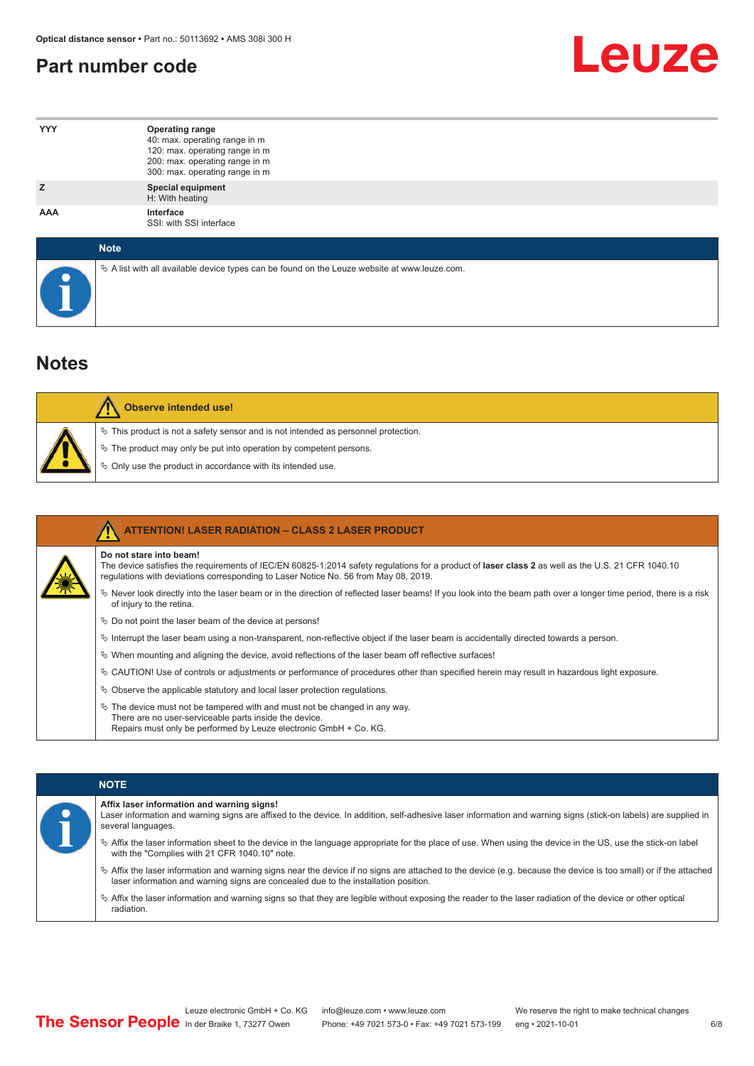## Part number code

| | |
|---|---|
| YYY | **Operating range**<br>40: max. operating range in m<br>120: max. operating range in m<br>200: max. operating range in m<br>300: max. operating range in m |
| Z | **Special equipment**<br>H: With heating |
| AAA | **Interface**<br>SSI: with SSI interface |

**Note**

- A list with all available device types can be found on the Leuze website at www.leuze.com.

## Notes

**Observe intended use!**

- This product is not a safety sensor and is not intended as personnel protection.
- The product may only be put into operation by competent persons.
- Only use the product in accordance with its intended use.

**ATTENTION! LASER RADIATION – CLASS 2 LASER PRODUCT**

**Do not stare into beam!**
The device satisfies the requirements of IEC/EN 60825-1:2014 safety regulations for a product of **laser class 2** as well as the U.S. 21 CFR 1040.10 regulations with deviations corresponding to Laser Notice No. 56 from May 08, 2019.

- Never look directly into the laser beam or in the direction of reflected laser beams! If you look into the beam path over a longer time period, there is a risk of injury to the retina.
- Do not point the laser beam of the device at persons!
- Interrupt the laser beam using a non-transparent, non-reflective object if the laser beam is accidentally directed towards a person.
- When mounting and aligning the device, avoid reflections of the laser beam off reflective surfaces!
- CAUTION! Use of controls or adjustments or performance of procedures other than specified herein may result in hazardous light exposure.
- Observe the applicable statutory and local laser protection regulations.
- The device must not be tampered with and must not be changed in any way.
  There are no user-serviceable parts inside the device.
  Repairs must only be performed by Leuze electronic GmbH + Co. KG.

**NOTE**

**Affix laser information and warning signs!**
Laser information and warning signs are affixed to the device. In addition, self-adhesive laser information and warning signs (stick-on labels) are supplied in several languages.

- Affix the laser information sheet to the device in the language appropriate for the place of use. When using the device in the US, use the stick-on label with the "Complies with 21 CFR 1040.10" note.
- Affix the laser information and warning signs near the device if no signs are attached to the device (e.g. because the device is too small) or if the attached laser information and warning signs are concealed due to the installation position.
- Affix the laser information and warning signs so that they are legible without exposing the reader to the laser radiation of the device or other optical radiation.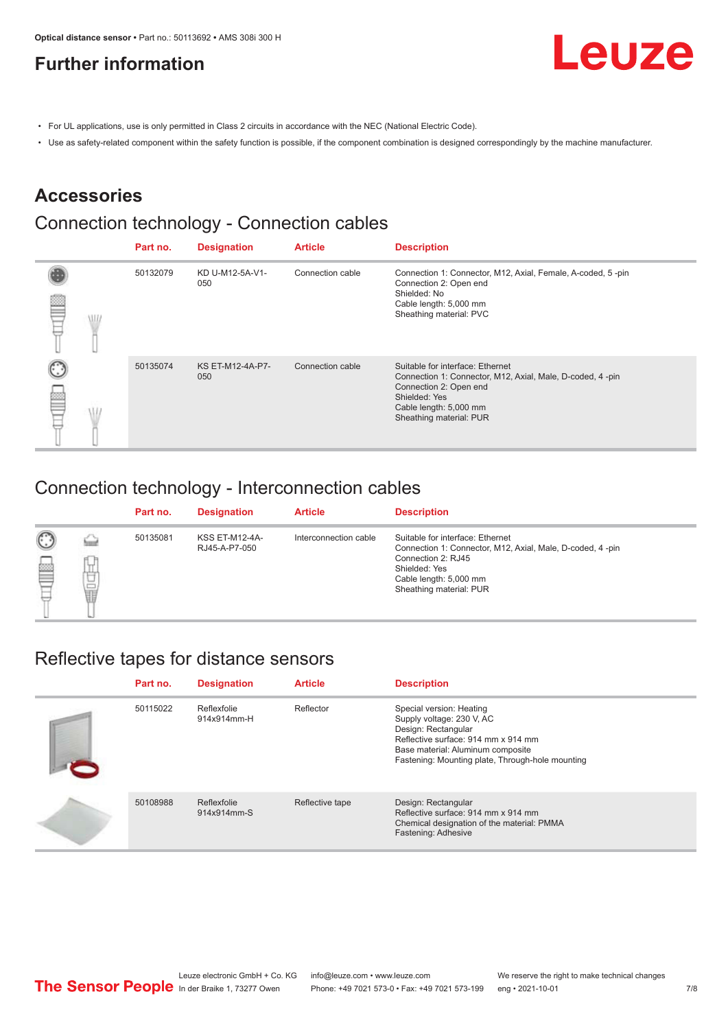## Further information

- For UL applications, use is only permitted in Class 2 circuits in accordance with the NEC (National Electric Code).
- Use as safety-related component within the safety function is possible, if the component combination is designed correspondingly by the machine manufacturer.

# Accessories

## Connection technology - Connection cables

| Part no. | Designation | Article | Description |
|---|---|---|---|
| 50132079 | KD U-M12-5A-V1-050 | Connection cable | Connection 1: Connector, M12, Axial, Female, A-coded, 5 -pin<br>Connection 2: Open end<br>Shielded: No<br>Cable length: 5,000 mm<br>Sheathing material: PVC |
| 50135074 | KS ET-M12-4A-P7-050 | Connection cable | Suitable for interface: Ethernet<br>Connection 1: Connector, M12, Axial, Male, D-coded, 4 -pin<br>Connection 2: Open end<br>Shielded: Yes<br>Cable length: 5,000 mm<br>Sheathing material: PUR |

## Connection technology - Interconnection cables

| Part no. | Designation | Article | Description |
|---|---|---|---|
| 50135081 | KSS ET-M12-4A-RJ45-A-P7-050 | Interconnection cable | Suitable for interface: Ethernet<br>Connection 1: Connector, M12, Axial, Male, D-coded, 4 -pin<br>Connection 2: RJ45<br>Shielded: Yes<br>Cable length: 5,000 mm<br>Sheathing material: PUR |

## Reflective tapes for distance sensors

| Part no. | Designation | Article | Description |
|---|---|---|---|
| 50115022 | Reflexfolie 914x914mm-H | Reflector | Special version: Heating<br>Supply voltage: 230 V, AC<br>Design: Rectangular<br>Reflective surface: 914 mm x 914 mm<br>Base material: Aluminum composite<br>Fastening: Mounting plate, Through-hole mounting |
| 50108988 | Reflexfolie 914x914mm-S | Reflective tape | Design: Rectangular<br>Reflective surface: 914 mm x 914 mm<br>Chemical designation of the material: PMMA<br>Fastening: Adhesive |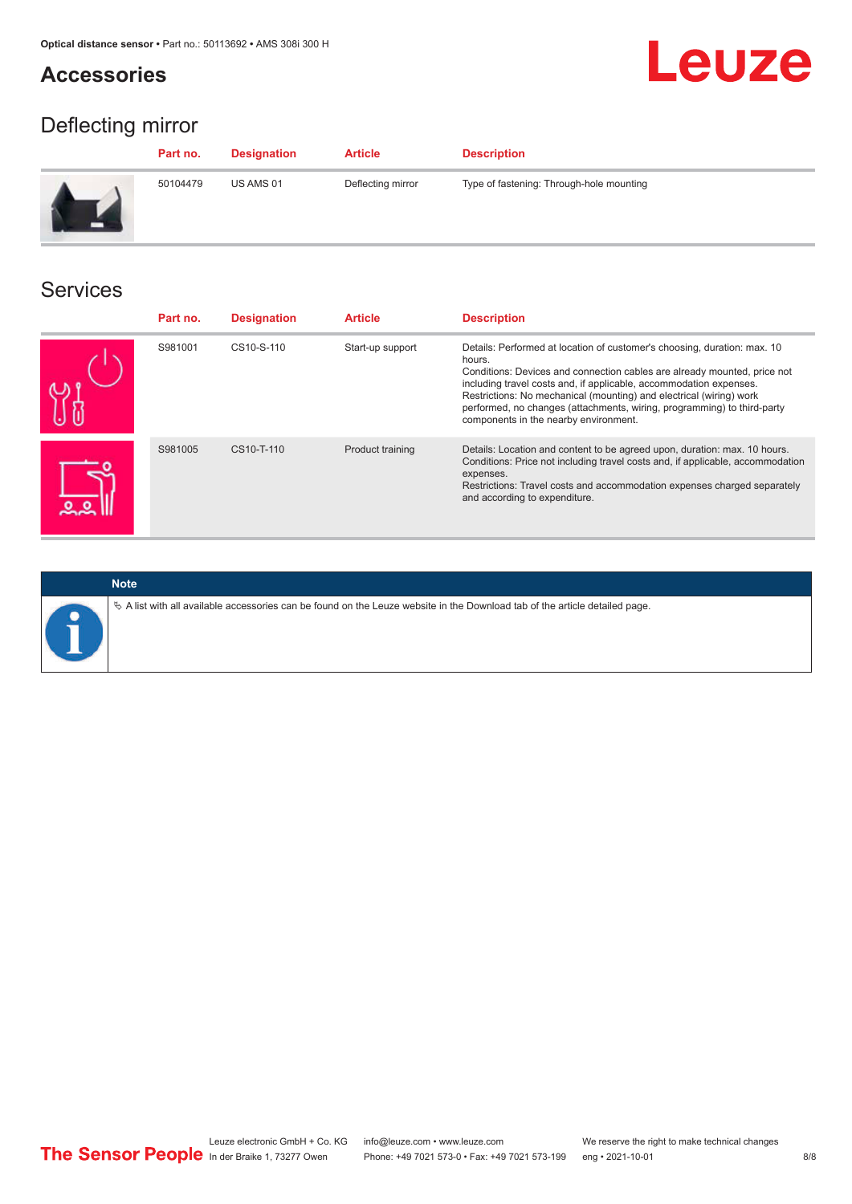## Accessories

### Deflecting mirror

| | Part no. | Designation | Article | Description |
|---|---|---|---|---|
| | 50104479 | US AMS 01 | Deflecting mirror | Type of fastening: Through-hole mounting |

### Services

| | Part no. | Designation | Article | Description |
|---|---|---|---|---|
| | S981001 | CS10-S-110 | Start-up support | Details: Performed at location of customer's choosing, duration: max. 10 hours.<br>Conditions: Devices and connection cables are already mounted, price not including travel costs and, if applicable, accommodation expenses.<br>Restrictions: No mechanical (mounting) and electrical (wiring) work performed, no changes (attachments, wiring, programming) to third-party components in the nearby environment. |
| | S981005 | CS10-T-110 | Product training | Details: Location and content to be agreed upon, duration: max. 10 hours.<br>Conditions: Price not including travel costs and, if applicable, accommodation expenses.<br>Restrictions: Travel costs and accommodation expenses charged separately and according to expenditure. |

**Note**

A list with all available accessories can be found on the Leuze website in the Download tab of the article detailed page.